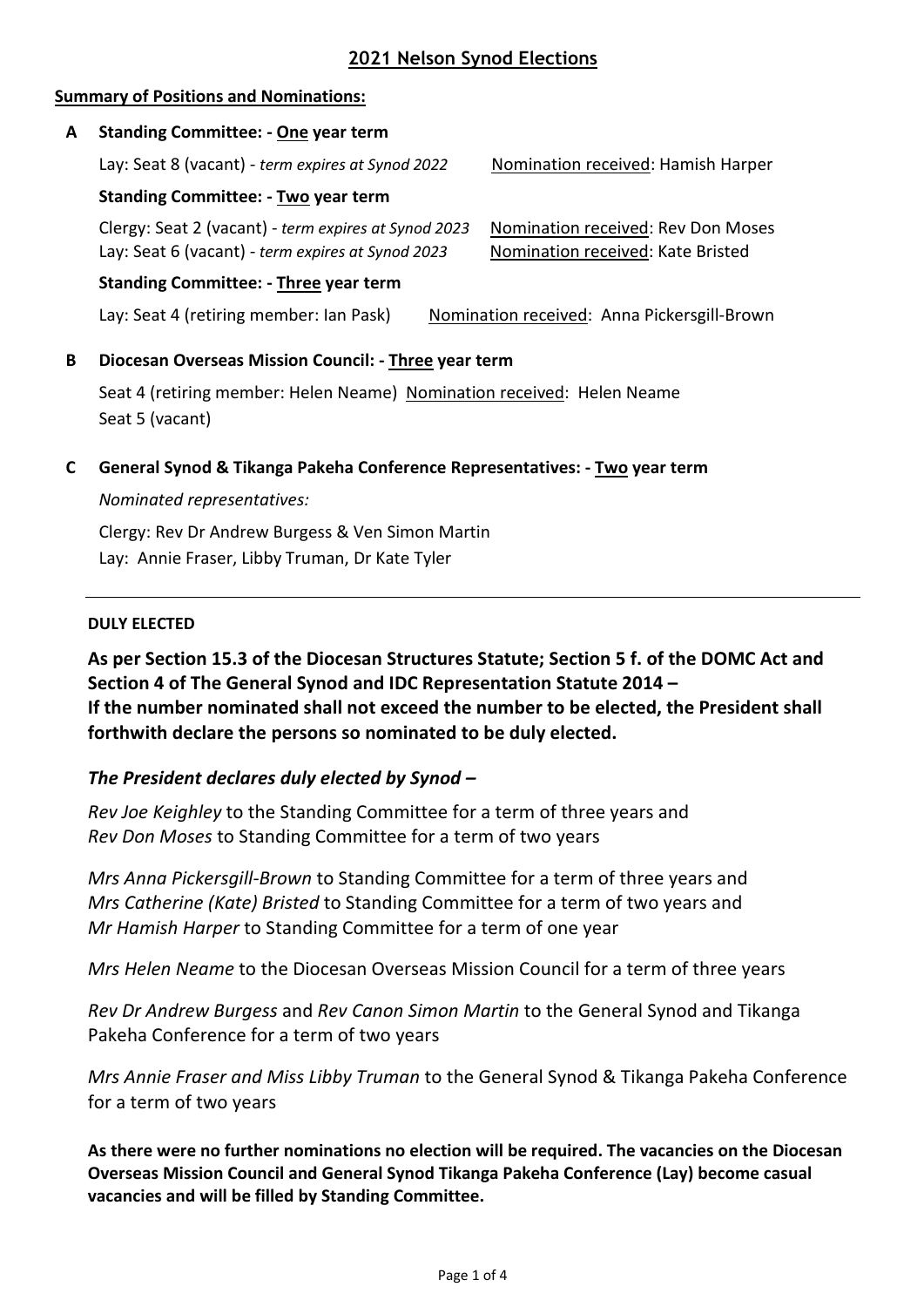## 2021 Nelson Synod Elections

**Summary of Positions and Nominations:**

**A Standing Committee: - One year term**

Lay: Seat 8 (vacant) - *term expires at Synod 2022* Nomination received: Hamish Harper

**Standing Committee: - Two year term**

Clergy: Seat 2 (vacant) - *term expires at Synod 2023* Nomination received: Rev Don Moses
Lay: Seat 6 (vacant) - *term expires at Synod 2023* Nomination received: Kate Bristed

**Standing Committee: - Three year term**

Lay: Seat 4 (retiring member: Ian Pask) Nomination received: Anna Pickersgill-Brown

**B Diocesan Overseas Mission Council: - Three year term**

Seat 4 (retiring member: Helen Neame) Nomination received: Helen Neame
Seat 5 (vacant)

**C General Synod & Tikanga Pakeha Conference Representatives: - Two year term**

*Nominated representatives:*

Clergy: Rev Dr Andrew Burgess & Ven Simon Martin
Lay: Annie Fraser, Libby Truman, Dr Kate Tyler

---

**DULY ELECTED**

**As per Section 15.3 of the Diocesan Structures Statute; Section 5 f. of the DOMC Act and Section 4 of The General Synod and IDC Representation Statute 2014 –
If the number nominated shall not exceed the number to be elected, the President shall forthwith declare the persons so nominated to be duly elected.**

***The President declares duly elected by Synod –***

*Rev Joe Keighley* to the Standing Committee for a term of three years and
*Rev Don Moses* to Standing Committee for a term of two years

*Mrs Anna Pickersgill-Brown* to Standing Committee for a term of three years and
*Mrs Catherine (Kate) Bristed* to Standing Committee for a term of two years and
*Mr Hamish Harper* to Standing Committee for a term of one year

*Mrs Helen Neame* to the Diocesan Overseas Mission Council for a term of three years

*Rev Dr Andrew Burgess* and *Rev Canon Simon Martin* to the General Synod and Tikanga Pakeha Conference for a term of two years

*Mrs Annie Fraser and Miss Libby Truman* to the General Synod & Tikanga Pakeha Conference for a term of two years

**As there were no further nominations no election will be required. The vacancies on the Diocesan Overseas Mission Council and General Synod Tikanga Pakeha Conference (Lay) become casual vacancies and will be filled by Standing Committee.**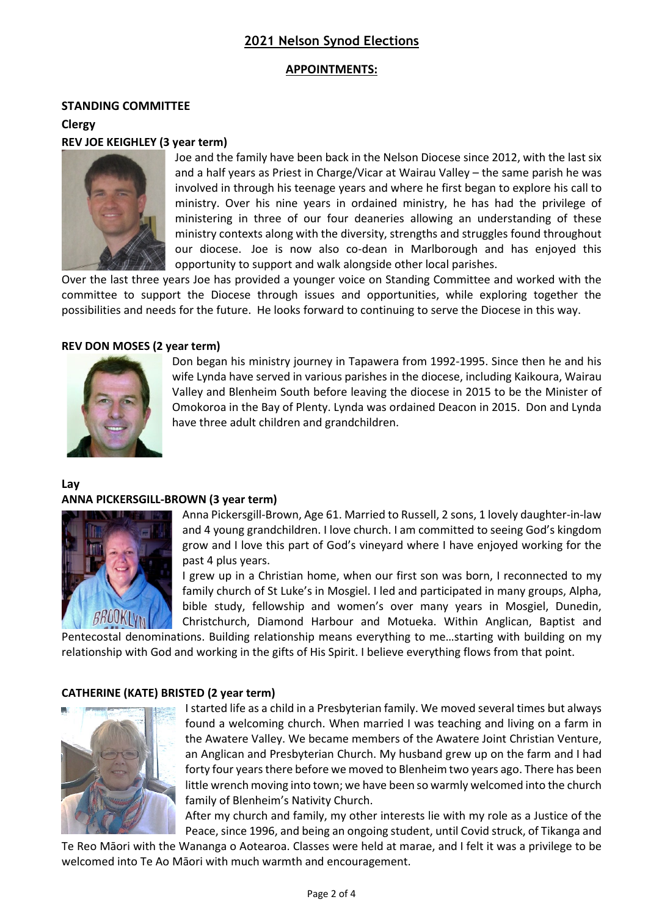## 2021 Nelson Synod Elections

### APPOINTMENTS:

**STANDING COMMITTEE**

**Clergy**

**REV JOE KEIGHLEY (3 year term)**

Joe and the family have been back in the Nelson Diocese since 2012, with the last six and a half years as Priest in Charge/Vicar at Wairau Valley – the same parish he was involved in through his teenage years and where he first began to explore his call to ministry. Over his nine years in ordained ministry, he has had the privilege of ministering in three of our four deaneries allowing an understanding of these ministry contexts along with the diversity, strengths and struggles found throughout our diocese. Joe is now also co-dean in Marlborough and has enjoyed this opportunity to support and walk alongside other local parishes.

Over the last three years Joe has provided a younger voice on Standing Committee and worked with the committee to support the Diocese through issues and opportunities, while exploring together the possibilities and needs for the future. He looks forward to continuing to serve the Diocese in this way.

**REV DON MOSES (2 year term)**

Don began his ministry journey in Tapawera from 1992-1995. Since then he and his wife Lynda have served in various parishes in the diocese, including Kaikoura, Wairau Valley and Blenheim South before leaving the diocese in 2015 to be the Minister of Omokoroa in the Bay of Plenty. Lynda was ordained Deacon in 2015. Don and Lynda have three adult children and grandchildren.

**Lay**

**ANNA PICKERSGILL-BROWN (3 year term)**

Anna Pickersgill-Brown, Age 61. Married to Russell, 2 sons, 1 lovely daughter-in-law and 4 young grandchildren. I love church. I am committed to seeing God's kingdom grow and I love this part of God's vineyard where I have enjoyed working for the past 4 plus years.

I grew up in a Christian home, when our first son was born, I reconnected to my family church of St Luke's in Mosgiel. I led and participated in many groups, Alpha, bible study, fellowship and women's over many years in Mosgiel, Dunedin, Christchurch, Diamond Harbour and Motueka. Within Anglican, Baptist and Pentecostal denominations. Building relationship means everything to me…starting with building on my relationship with God and working in the gifts of His Spirit. I believe everything flows from that point.

**CATHERINE (KATE) BRISTED (2 year term)**

I started life as a child in a Presbyterian family. We moved several times but always found a welcoming church. When married I was teaching and living on a farm in the Awatere Valley. We became members of the Awatere Joint Christian Venture, an Anglican and Presbyterian Church. My husband grew up on the farm and I had forty four years there before we moved to Blenheim two years ago. There has been little wrench moving into town; we have been so warmly welcomed into the church family of Blenheim's Nativity Church.

After my church and family, my other interests lie with my role as a Justice of the Peace, since 1996, and being an ongoing student, until Covid struck, of Tikanga and Te Reo Māori with the Wananga o Aotearoa. Classes were held at marae, and I felt it was a privilege to be welcomed into Te Ao Māori with much warmth and encouragement.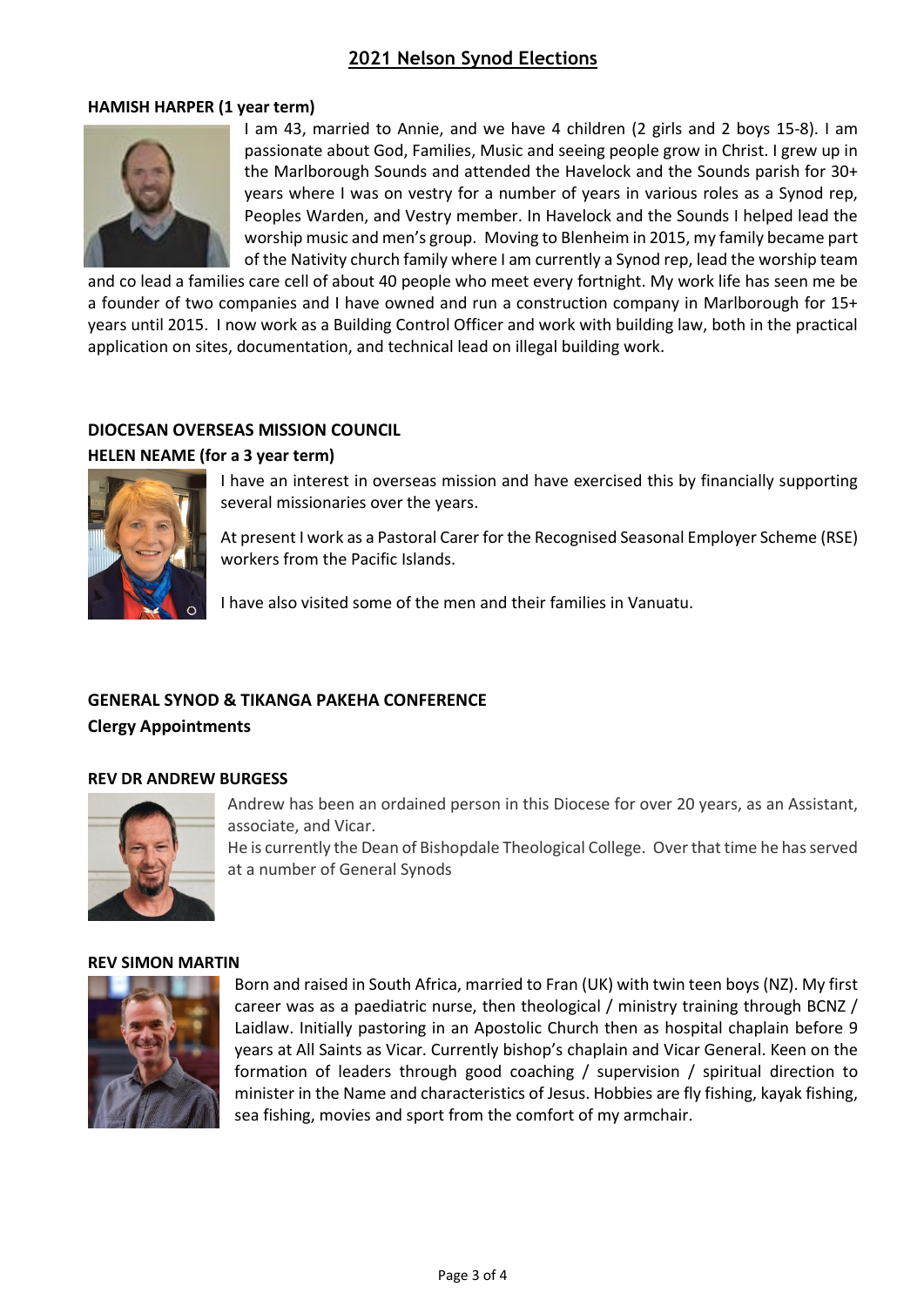# 2021 Nelson Synod Elections

**HAMISH HARPER (1 year term)**

I am 43, married to Annie, and we have 4 children (2 girls and 2 boys 15-8). I am passionate about God, Families, Music and seeing people grow in Christ. I grew up in the Marlborough Sounds and attended the Havelock and the Sounds parish for 30+ years where I was on vestry for a number of years in various roles as a Synod rep, Peoples Warden, and Vestry member. In Havelock and the Sounds I helped lead the worship music and men's group. Moving to Blenheim in 2015, my family became part of the Nativity church family where I am currently a Synod rep, lead the worship team and co lead a families care cell of about 40 people who meet every fortnight. My work life has seen me be a founder of two companies and I have owned and run a construction company in Marlborough for 15+ years until 2015. I now work as a Building Control Officer and work with building law, both in the practical application on sites, documentation, and technical lead on illegal building work.

## DIOCESAN OVERSEAS MISSION COUNCIL

**HELEN NEAME (for a 3 year term)**

I have an interest in overseas mission and have exercised this by financially supporting several missionaries over the years.

At present I work as a Pastoral Carer for the Recognised Seasonal Employer Scheme (RSE) workers from the Pacific Islands.

I have also visited some of the men and their families in Vanuatu.

## GENERAL SYNOD & TIKANGA PAKEHA CONFERENCE

**Clergy Appointments**

**REV DR ANDREW BURGESS**

Andrew has been an ordained person in this Diocese for over 20 years, as an Assistant, associate, and Vicar.

He is currently the Dean of Bishopdale Theological College. Over that time he has served at a number of General Synods

**REV SIMON MARTIN**

Born and raised in South Africa, married to Fran (UK) with twin teen boys (NZ). My first career was as a paediatric nurse, then theological / ministry training through BCNZ / Laidlaw. Initially pastoring in an Apostolic Church then as hospital chaplain before 9 years at All Saints as Vicar. Currently bishop's chaplain and Vicar General. Keen on the formation of leaders through good coaching / supervision / spiritual direction to minister in the Name and characteristics of Jesus. Hobbies are fly fishing, kayak fishing, sea fishing, movies and sport from the comfort of my armchair.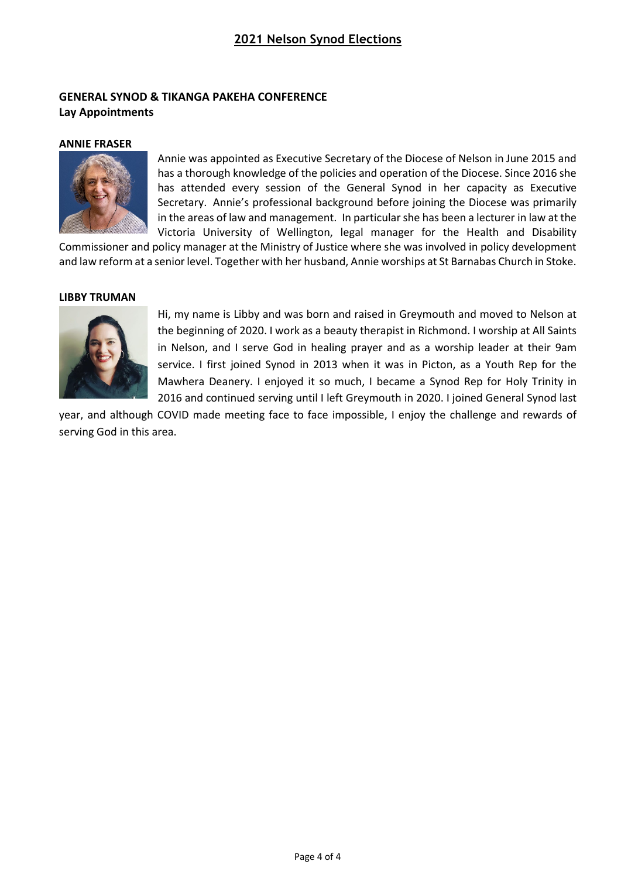## 2021 Nelson Synod Elections

### GENERAL SYNOD & TIKANGA PAKEHA CONFERENCE
**Lay Appointments**

**ANNIE FRASER**

Annie was appointed as Executive Secretary of the Diocese of Nelson in June 2015 and has a thorough knowledge of the policies and operation of the Diocese. Since 2016 she has attended every session of the General Synod in her capacity as Executive Secretary. Annie's professional background before joining the Diocese was primarily in the areas of law and management. In particular she has been a lecturer in law at the Victoria University of Wellington, legal manager for the Health and Disability Commissioner and policy manager at the Ministry of Justice where she was involved in policy development and law reform at a senior level. Together with her husband, Annie worships at St Barnabas Church in Stoke.

**LIBBY TRUMAN**

Hi, my name is Libby and was born and raised in Greymouth and moved to Nelson at the beginning of 2020. I work as a beauty therapist in Richmond. I worship at All Saints in Nelson, and I serve God in healing prayer and as a worship leader at their 9am service. I first joined Synod in 2013 when it was in Picton, as a Youth Rep for the Mawhera Deanery. I enjoyed it so much, I became a Synod Rep for Holy Trinity in 2016 and continued serving until I left Greymouth in 2020. I joined General Synod last year, and although COVID made meeting face to face impossible, I enjoy the challenge and rewards of serving God in this area.